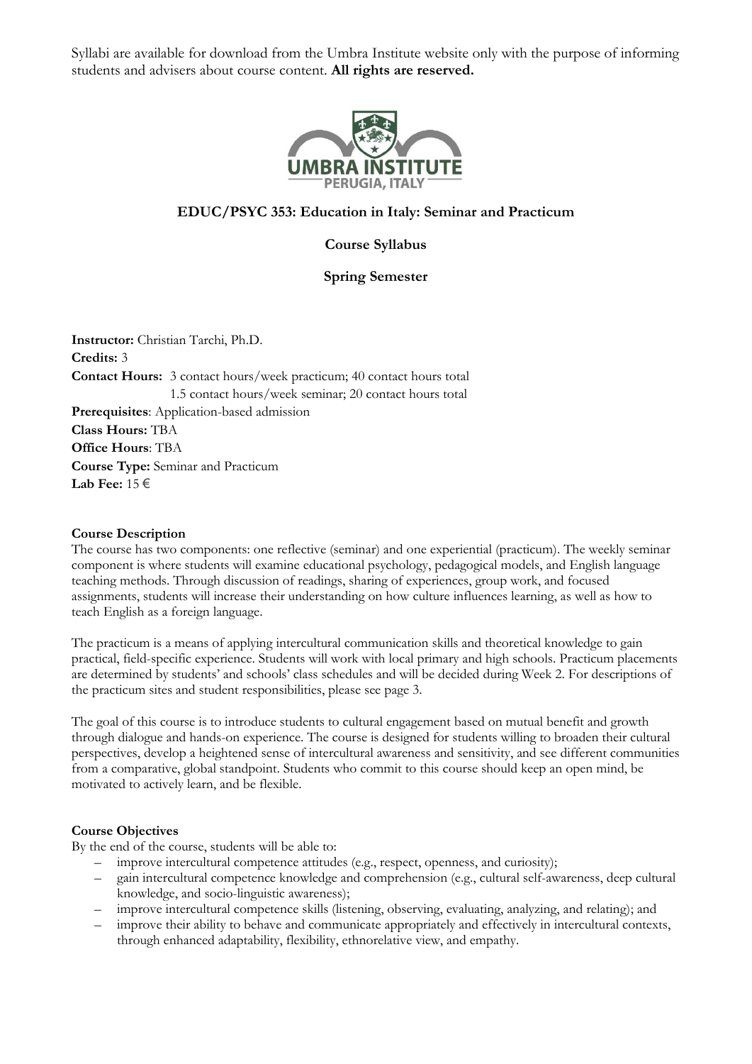Syllabi are available for download from the Umbra Institute website only with the purpose of informing students and advisers about course content. **All rights are reserved.**

UMBRA INSTITUTE
PERUGIA, ITALY

# EDUC/PSYC 353: Education in Italy: Seminar and Practicum

## Course Syllabus

## Spring Semester

**Instructor:** Christian Tarchi, Ph.D.
**Credits:** 3
**Contact Hours:** 3 contact hours/week practicum; 40 contact hours total
1.5 contact hours/week seminar; 20 contact hours total
**Prerequisites**: Application-based admission
**Class Hours:** TBA
**Office Hours**: TBA
**Course Type:** Seminar and Practicum
**Lab Fee:** 15 €

**Course Description**

The course has two components: one reflective (seminar) and one experiential (practicum). The weekly seminar component is where students will examine educational psychology, pedagogical models, and English language teaching methods. Through discussion of readings, sharing of experiences, group work, and focused assignments, students will increase their understanding on how culture influences learning, as well as how to teach English as a foreign language.

The practicum is a means of applying intercultural communication skills and theoretical knowledge to gain practical, field-specific experience. Students will work with local primary and high schools. Practicum placements are determined by students' and schools' class schedules and will be decided during Week 2. For descriptions of the practicum sites and student responsibilities, please see page 3.

The goal of this course is to introduce students to cultural engagement based on mutual benefit and growth through dialogue and hands-on experience. The course is designed for students willing to broaden their cultural perspectives, develop a heightened sense of intercultural awareness and sensitivity, and see different communities from a comparative, global standpoint. Students who commit to this course should keep an open mind, be motivated to actively learn, and be flexible.

**Course Objectives**

By the end of the course, students will be able to:

- improve intercultural competence attitudes (e.g., respect, openness, and curiosity);
- gain intercultural competence knowledge and comprehension (e.g., cultural self-awareness, deep cultural knowledge, and socio-linguistic awareness);
- improve intercultural competence skills (listening, observing, evaluating, analyzing, and relating); and
- improve their ability to behave and communicate appropriately and effectively in intercultural contexts, through enhanced adaptability, flexibility, ethnorelative view, and empathy.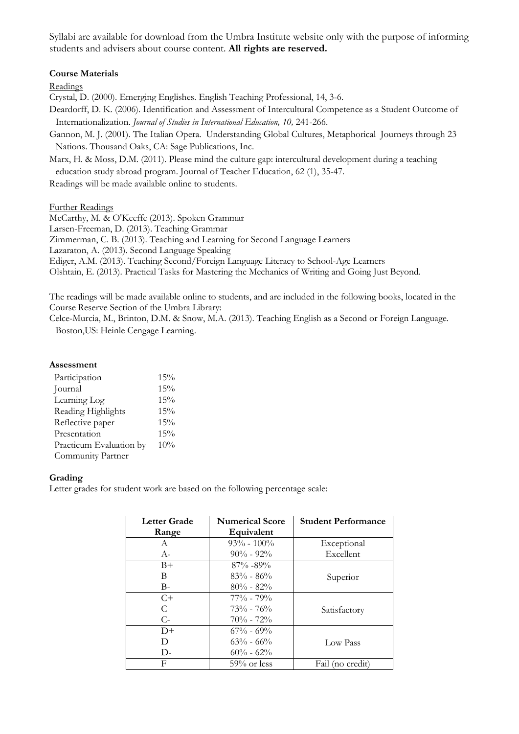Syllabi are available for download from the Umbra Institute website only with the purpose of informing students and advisers about course content. **All rights are reserved.**

**Course Materials**

Readings

Crystal, D. (2000). Emerging Englishes. English Teaching Professional, 14, 3-6.

Deardorff, D. K. (2006). Identification and Assessment of Intercultural Competence as a Student Outcome of Internationalization. *Journal of Studies in International Education, 10,* 241-266.

Gannon, M. J. (2001). The Italian Opera. Understanding Global Cultures, Metaphorical Journeys through 23 Nations. Thousand Oaks, CA: Sage Publications, Inc.

Marx, H. & Moss, D.M. (2011). Please mind the culture gap: intercultural development during a teaching education study abroad program. Journal of Teacher Education, 62 (1), 35-47.

Readings will be made available online to students.

Further Readings

McCarthy, M. & O'Keeffe (2013). Spoken Grammar

Larsen-Freeman, D. (2013). Teaching Grammar

Zimmerman, C. B. (2013). Teaching and Learning for Second Language Learners

Lazaraton, A. (2013). Second Language Speaking

Ediger, A.M. (2013). Teaching Second/Foreign Language Literacy to School-Age Learners

Olshtain, E. (2013). Practical Tasks for Mastering the Mechanics of Writing and Going Just Beyond.

The readings will be made available online to students, and are included in the following books, located in the Course Reserve Section of the Umbra Library:

Celce-Murcia, M., Brinton, D.M. & Snow, M.A. (2013). Teaching English as a Second or Foreign Language. Boston,US: Heinle Cengage Learning.

**Assessment**

| | |
|---|---|
| Participation | 15% |
| Journal | 15% |
| Learning Log | 15% |
| Reading Highlights | 15% |
| Reflective paper | 15% |
| Presentation | 15% |
| Practicum Evaluation by Community Partner | 10% |

**Grading**

Letter grades for student work are based on the following percentage scale:

| Letter Grade Range | Numerical Score Equivalent | Student Performance |
|---|---|---|
| A | 93% - 100% | Exceptional |
| A- | 90% - 92% | Excellent |
| B+ | 87% -89% | Superior |
| B | 83% - 86% | |
| B- | 80% - 82% | |
| C+ | 77% - 79% | Satisfactory |
| C | 73% - 76% | |
| C- | 70% - 72% | |
| D+ | 67% - 69% | Low Pass |
| D | 63% - 66% | |
| D- | 60% - 62% | |
| F | 59% or less | Fail (no credit) |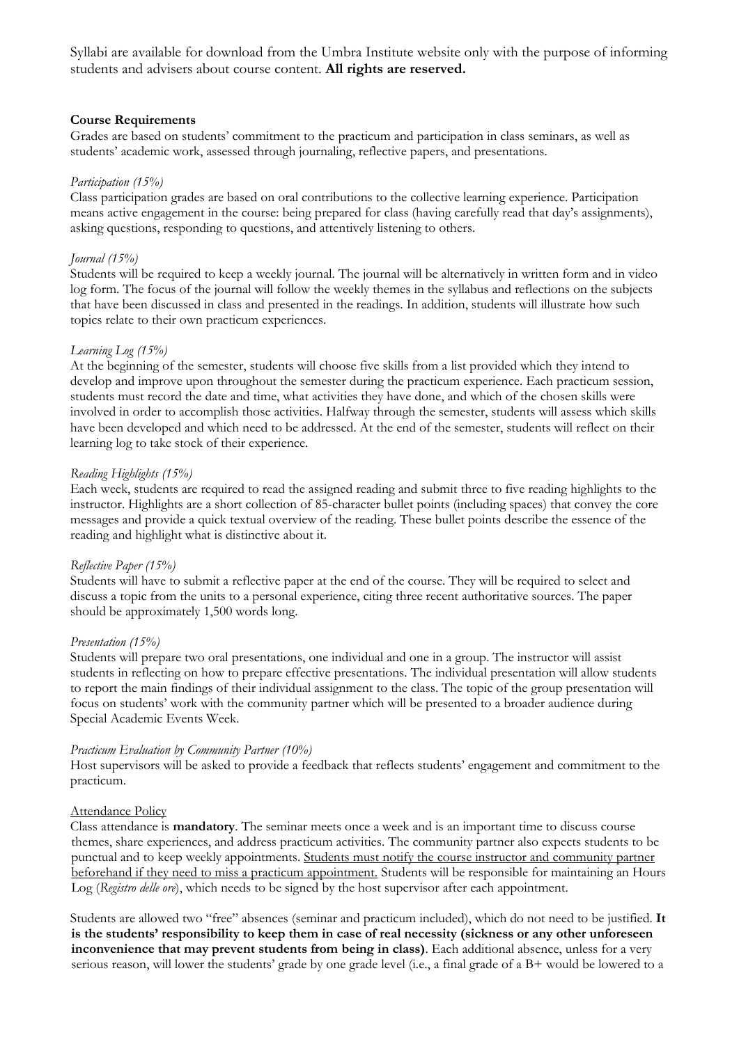Syllabi are available for download from the Umbra Institute website only with the purpose of informing students and advisers about course content. **All rights are reserved.**

**Course Requirements**

Grades are based on students' commitment to the practicum and participation in class seminars, as well as students' academic work, assessed through journaling, reflective papers, and presentations.

*Participation (15%)*

Class participation grades are based on oral contributions to the collective learning experience. Participation means active engagement in the course: being prepared for class (having carefully read that day's assignments), asking questions, responding to questions, and attentively listening to others.

*Journal (15%)*

Students will be required to keep a weekly journal. The journal will be alternatively in written form and in video log form. The focus of the journal will follow the weekly themes in the syllabus and reflections on the subjects that have been discussed in class and presented in the readings. In addition, students will illustrate how such topics relate to their own practicum experiences.

*Learning Log (15%)*

At the beginning of the semester, students will choose five skills from a list provided which they intend to develop and improve upon throughout the semester during the practicum experience. Each practicum session, students must record the date and time, what activities they have done, and which of the chosen skills were involved in order to accomplish those activities. Halfway through the semester, students will assess which skills have been developed and which need to be addressed. At the end of the semester, students will reflect on their learning log to take stock of their experience.

*Reading Highlights (15%)*

Each week, students are required to read the assigned reading and submit three to five reading highlights to the instructor. Highlights are a short collection of 85-character bullet points (including spaces) that convey the core messages and provide a quick textual overview of the reading. These bullet points describe the essence of the reading and highlight what is distinctive about it.

*Reflective Paper (15%)*

Students will have to submit a reflective paper at the end of the course. They will be required to select and discuss a topic from the units to a personal experience, citing three recent authoritative sources. The paper should be approximately 1,500 words long.

*Presentation (15%)*

Students will prepare two oral presentations, one individual and one in a group. The instructor will assist students in reflecting on how to prepare effective presentations. The individual presentation will allow students to report the main findings of their individual assignment to the class. The topic of the group presentation will focus on students' work with the community partner which will be presented to a broader audience during Special Academic Events Week.

*Practicum Evaluation by Community Partner (10%)*

Host supervisors will be asked to provide a feedback that reflects students' engagement and commitment to the practicum.

<u>Attendance Policy</u>

Class attendance is **mandatory**. The seminar meets once a week and is an important time to discuss course themes, share experiences, and address practicum activities. The community partner also expects students to be punctual and to keep weekly appointments. <u>Students must notify the course instructor and community partner beforehand if they need to miss a practicum appointment.</u> Students will be responsible for maintaining an Hours Log (*Registro delle ore*), which needs to be signed by the host supervisor after each appointment.

Students are allowed two "free" absences (seminar and practicum included), which do not need to be justified. **It is the students' responsibility to keep them in case of real necessity (sickness or any other unforeseen inconvenience that may prevent students from being in class)**. Each additional absence, unless for a very serious reason, will lower the students' grade by one grade level (i.e., a final grade of a B+ would be lowered to a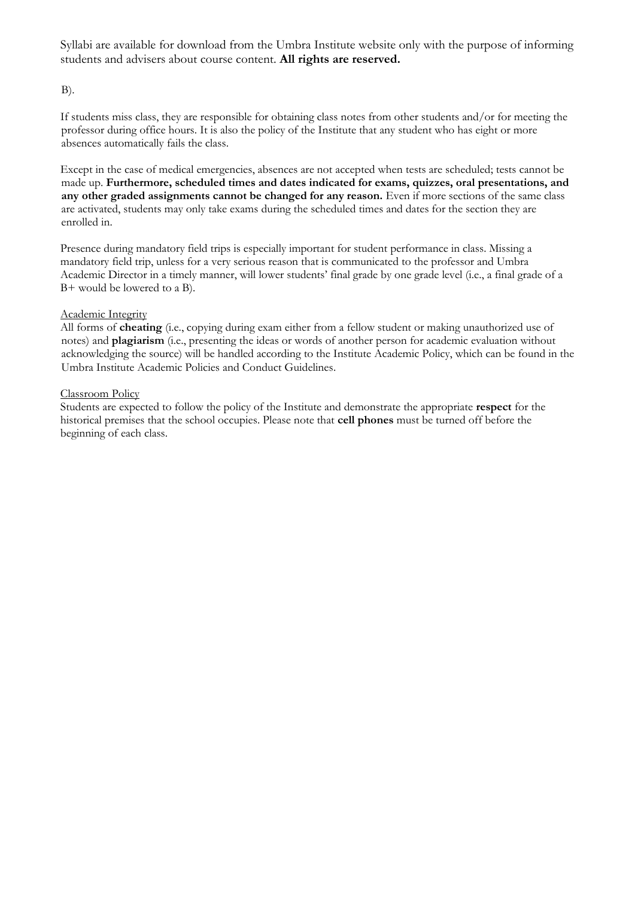B).

If students miss class, they are responsible for obtaining class notes from other students and/or for meeting the professor during office hours. It is also the policy of the Institute that any student who has eight or more absences automatically fails the class.

Except in the case of medical emergencies, absences are not accepted when tests are scheduled; tests cannot be made up. **Furthermore, scheduled times and dates indicated for exams, quizzes, oral presentations, and any other graded assignments cannot be changed for any reason.** Even if more sections of the same class are activated, students may only take exams during the scheduled times and dates for the section they are enrolled in.

Presence during mandatory field trips is especially important for student performance in class. Missing a mandatory field trip, unless for a very serious reason that is communicated to the professor and Umbra Academic Director in a timely manner, will lower students' final grade by one grade level (i.e., a final grade of a B+ would be lowered to a B).

<u>Academic Integrity</u>

All forms of **cheating** (i.e., copying during exam either from a fellow student or making unauthorized use of notes) and **plagiarism** (i.e., presenting the ideas or words of another person for academic evaluation without acknowledging the source) will be handled according to the Institute Academic Policy, which can be found in the Umbra Institute Academic Policies and Conduct Guidelines.

<u>Classroom Policy</u>

Students are expected to follow the policy of the Institute and demonstrate the appropriate **respect** for the historical premises that the school occupies. Please note that **cell phones** must be turned off before the beginning of each class.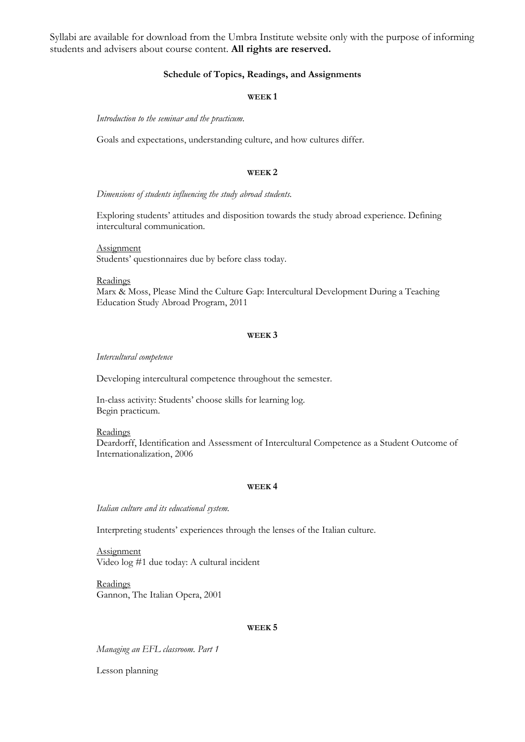Syllabi are available for download from the Umbra Institute website only with the purpose of informing students and advisers about course content. **All rights are reserved.**

**Schedule of Topics, Readings, and Assignments**

**WEEK 1**

*Introduction to the seminar and the practicum.*

Goals and expectations, understanding culture, and how cultures differ.

**WEEK 2**

*Dimensions of students influencing the study abroad students.*

Exploring students' attitudes and disposition towards the study abroad experience. Defining intercultural communication.

Assignment
Students' questionnaires due by before class today.

Readings
Marx & Moss, Please Mind the Culture Gap: Intercultural Development During a Teaching Education Study Abroad Program, 2011

**WEEK 3**

*Intercultural competence*

Developing intercultural competence throughout the semester.

In-class activity: Students' choose skills for learning log.
Begin practicum.

Readings
Deardorff, Identification and Assessment of Intercultural Competence as a Student Outcome of Internationalization, 2006

**WEEK 4**

*Italian culture and its educational system.*

Interpreting students' experiences through the lenses of the Italian culture.

Assignment
Video log #1 due today: A cultural incident

Readings
Gannon, The Italian Opera, 2001

**WEEK 5**

*Managing an EFL classroom. Part 1*

Lesson planning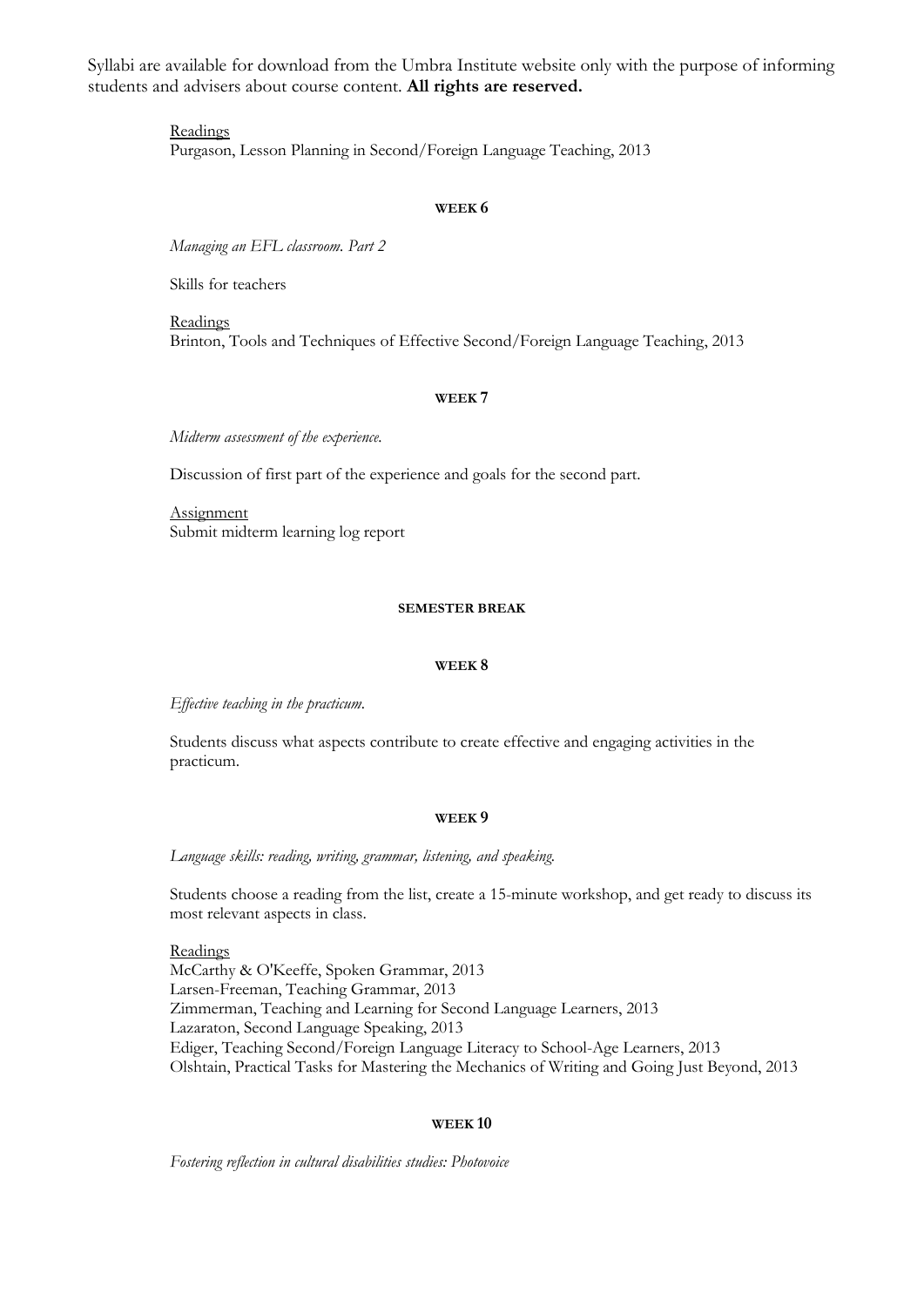Syllabi are available for download from the Umbra Institute website only with the purpose of informing students and advisers about course content. **All rights are reserved.**

Readings
Purgason, Lesson Planning in Second/Foreign Language Teaching, 2013

### WEEK 6

*Managing an EFL classroom. Part 2*

Skills for teachers

Readings
Brinton, Tools and Techniques of Effective Second/Foreign Language Teaching, 2013

### WEEK 7

*Midterm assessment of the experience.*

Discussion of first part of the experience and goals for the second part.

Assignment
Submit midterm learning log report

### SEMESTER BREAK

### WEEK 8

*Effective teaching in the practicum.*

Students discuss what aspects contribute to create effective and engaging activities in the practicum.

### WEEK 9

*Language skills: reading, writing, grammar, listening, and speaking.*

Students choose a reading from the list, create a 15-minute workshop, and get ready to discuss its most relevant aspects in class.

Readings
McCarthy & O'Keeffe, Spoken Grammar, 2013
Larsen-Freeman, Teaching Grammar, 2013
Zimmerman, Teaching and Learning for Second Language Learners, 2013
Lazaraton, Second Language Speaking, 2013
Ediger, Teaching Second/Foreign Language Literacy to School-Age Learners, 2013
Olshtain, Practical Tasks for Mastering the Mechanics of Writing and Going Just Beyond, 2013

### WEEK 10

*Fostering reflection in cultural disabilities studies: Photovoice*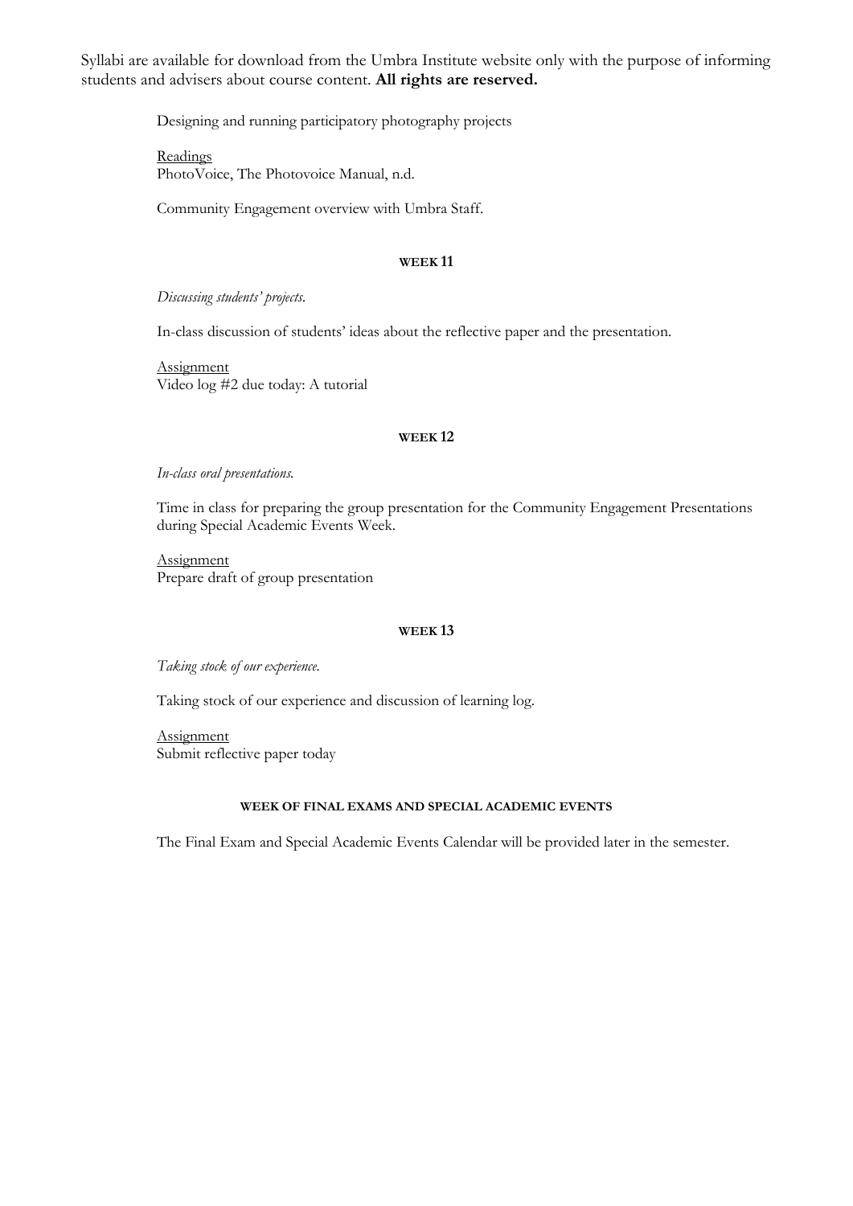Syllabi are available for download from the Umbra Institute website only with the purpose of informing students and advisers about course content. **All rights are reserved.**

Designing and running participatory photography projects

Readings
PhotoVoice, The Photovoice Manual, n.d.

Community Engagement overview with Umbra Staff.

#### WEEK 11

*Discussing students' projects.*

In-class discussion of students' ideas about the reflective paper and the presentation.

Assignment
Video log #2 due today: A tutorial

#### WEEK 12

*In-class oral presentations.*

Time in class for preparing the group presentation for the Community Engagement Presentations during Special Academic Events Week.

Assignment
Prepare draft of group presentation

#### WEEK 13

*Taking stock of our experience.*

Taking stock of our experience and discussion of learning log.

Assignment
Submit reflective paper today

#### WEEK OF FINAL EXAMS AND SPECIAL ACADEMIC EVENTS

The Final Exam and Special Academic Events Calendar will be provided later in the semester.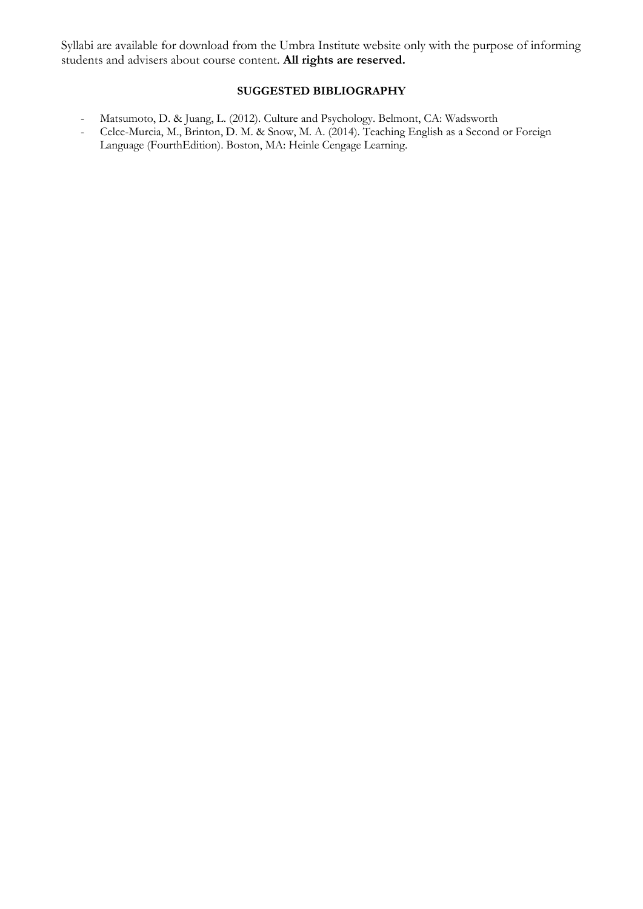Syllabi are available for download from the Umbra Institute website only with the purpose of informing students and advisers about course content. **All rights are reserved.**

## SUGGESTED BIBLIOGRAPHY

- Matsumoto, D. & Juang, L. (2012). Culture and Psychology. Belmont, CA: Wadsworth
- Celce-Murcia, M., Brinton, D. M. & Snow, M. A. (2014). Teaching English as a Second or Foreign Language (FourthEdition). Boston, MA: Heinle Cengage Learning.